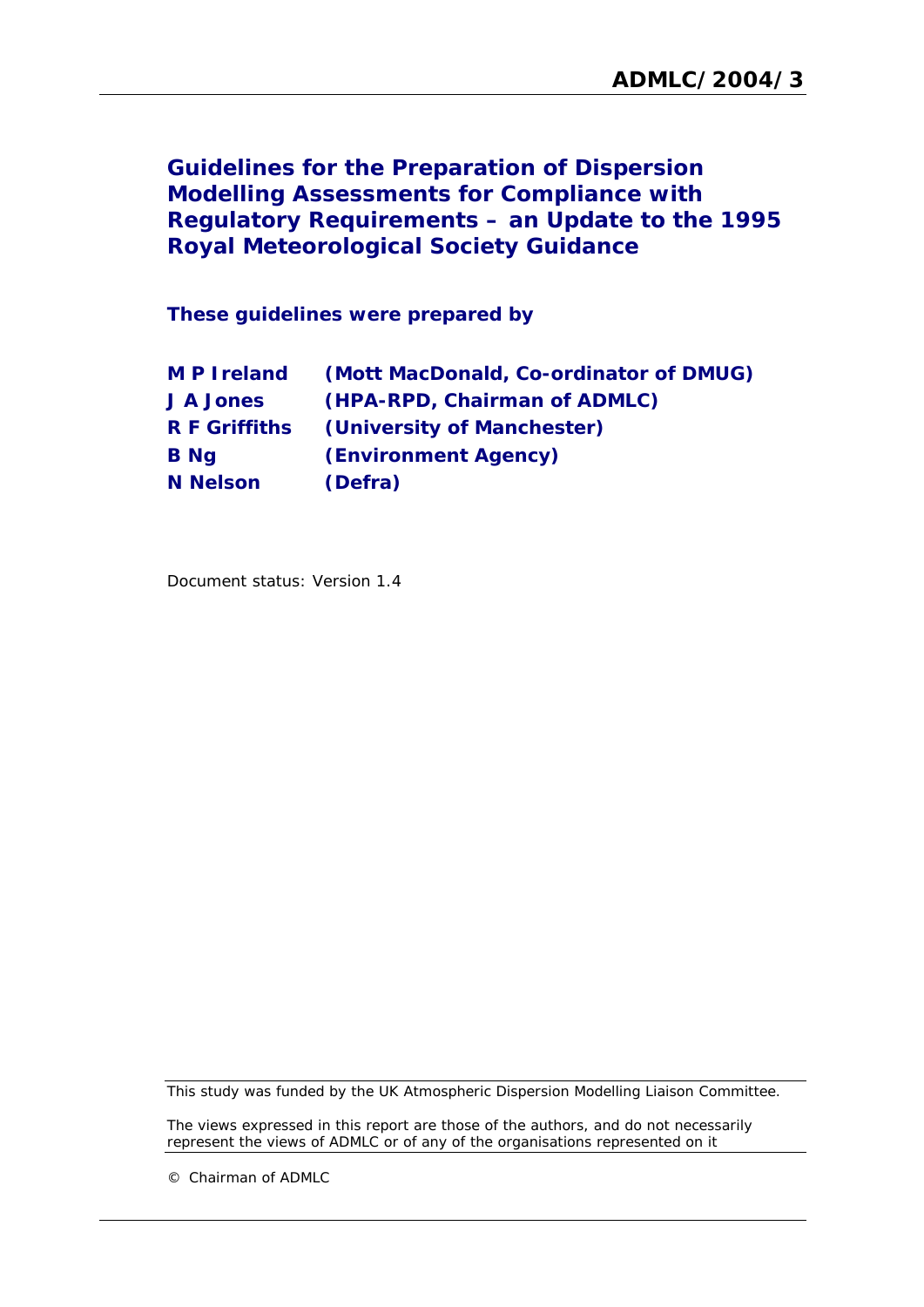**ADMLC/2004/3**

# Guidelines for the Preparation of Dispersion Modelling Assessments for Compliance with Regulatory Requirements – an Update to the 1995 Royal Meteorological Society Guidance

**These guidelines were prepared by**

| | |
|---|---|
| **M P Ireland** | **(Mott MacDonald, Co-ordinator of DMUG)** |
| **J A Jones** | **(HPA-RPD, Chairman of ADMLC)** |
| **R F Griffiths** | **(University of Manchester)** |
| **B Ng** | **(Environment Agency)** |
| **N Nelson** | **(Defra)** |

Document status: Version 1.4

This study was funded by the UK Atmospheric Dispersion Modelling Liaison Committee.

The views expressed in this report are those of the authors, and do not necessarily represent the views of ADMLC or of any of the organisations represented on it

© Chairman of ADMLC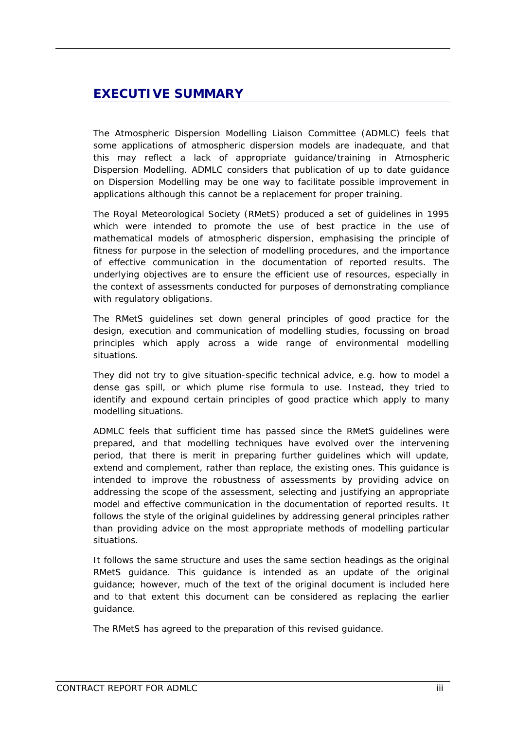# EXECUTIVE SUMMARY

The Atmospheric Dispersion Modelling Liaison Committee (ADMLC) feels that some applications of atmospheric dispersion models are inadequate, and that this may reflect a lack of appropriate guidance/training in Atmospheric Dispersion Modelling. ADMLC considers that publication of up to date guidance on Dispersion Modelling may be one way to facilitate possible improvement in applications although this cannot be a replacement for proper training.

The Royal Meteorological Society (RMetS) produced a set of guidelines in 1995 which were intended to promote the use of best practice in the use of mathematical models of atmospheric dispersion, emphasising the principle of fitness for purpose in the selection of modelling procedures, and the importance of effective communication in the documentation of reported results. The underlying objectives are to ensure the efficient use of resources, especially in the context of assessments conducted for purposes of demonstrating compliance with regulatory obligations.

The RMetS guidelines set down general principles of good practice for the design, execution and communication of modelling studies, focussing on broad principles which apply across a wide range of environmental modelling situations.

They did not try to give situation-specific technical advice, e.g. how to model a dense gas spill, or which plume rise formula to use. Instead, they tried to identify and expound certain principles of good practice which apply to many modelling situations.

ADMLC feels that sufficient time has passed since the RMetS guidelines were prepared, and that modelling techniques have evolved over the intervening period, that there is merit in preparing further guidelines which will update, extend and complement, rather than replace, the existing ones. This guidance is intended to improve the robustness of assessments by providing advice on addressing the scope of the assessment, selecting and justifying an appropriate model and effective communication in the documentation of reported results. It follows the style of the original guidelines by addressing general principles rather than providing advice on the most appropriate methods of modelling particular situations.

It follows the same structure and uses the same section headings as the original RMetS guidance. This guidance is intended as an update of the original guidance; however, much of the text of the original document is included here and to that extent this document can be considered as replacing the earlier guidance.

The RMetS has agreed to the preparation of this revised guidance.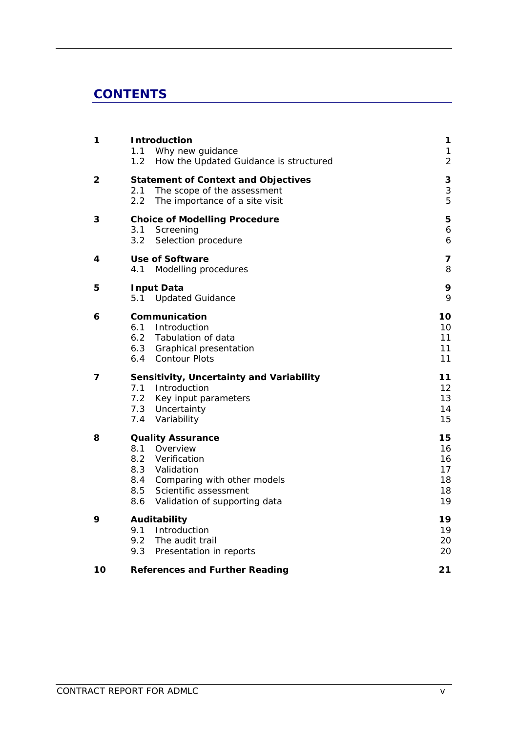# CONTENTS

| | | |
|---|---|---|
| **1** | **Introduction** | **1** |
| | 1.1 Why new guidance | 1 |
| | 1.2 How the Updated Guidance is structured | 2 |
| **2** | **Statement of Context and Objectives** | **3** |
| | 2.1 The scope of the assessment | 3 |
| | 2.2 The importance of a site visit | 5 |
| **3** | **Choice of Modelling Procedure** | **5** |
| | 3.1 Screening | 6 |
| | 3.2 Selection procedure | 6 |
| **4** | **Use of Software** | **7** |
| | 4.1 Modelling procedures | 8 |
| **5** | **Input Data** | **9** |
| | 5.1 Updated Guidance | 9 |
| **6** | **Communication** | **10** |
| | 6.1 Introduction | 10 |
| | 6.2 Tabulation of data | 11 |
| | 6.3 Graphical presentation | 11 |
| | 6.4 Contour Plots | 11 |
| **7** | **Sensitivity, Uncertainty and Variability** | **11** |
| | 7.1 Introduction | 12 |
| | 7.2 Key input parameters | 13 |
| | 7.3 Uncertainty | 14 |
| | 7.4 Variability | 15 |
| **8** | **Quality Assurance** | **15** |
| | 8.1 Overview | 16 |
| | 8.2 Verification | 16 |
| | 8.3 Validation | 17 |
| | 8.4 Comparing with other models | 18 |
| | 8.5 Scientific assessment | 18 |
| | 8.6 Validation of supporting data | 19 |
| **9** | **Auditability** | **19** |
| | 9.1 Introduction | 19 |
| | 9.2 The audit trail | 20 |
| | 9.3 Presentation in reports | 20 |
| **10** | **References and Further Reading** | **21** |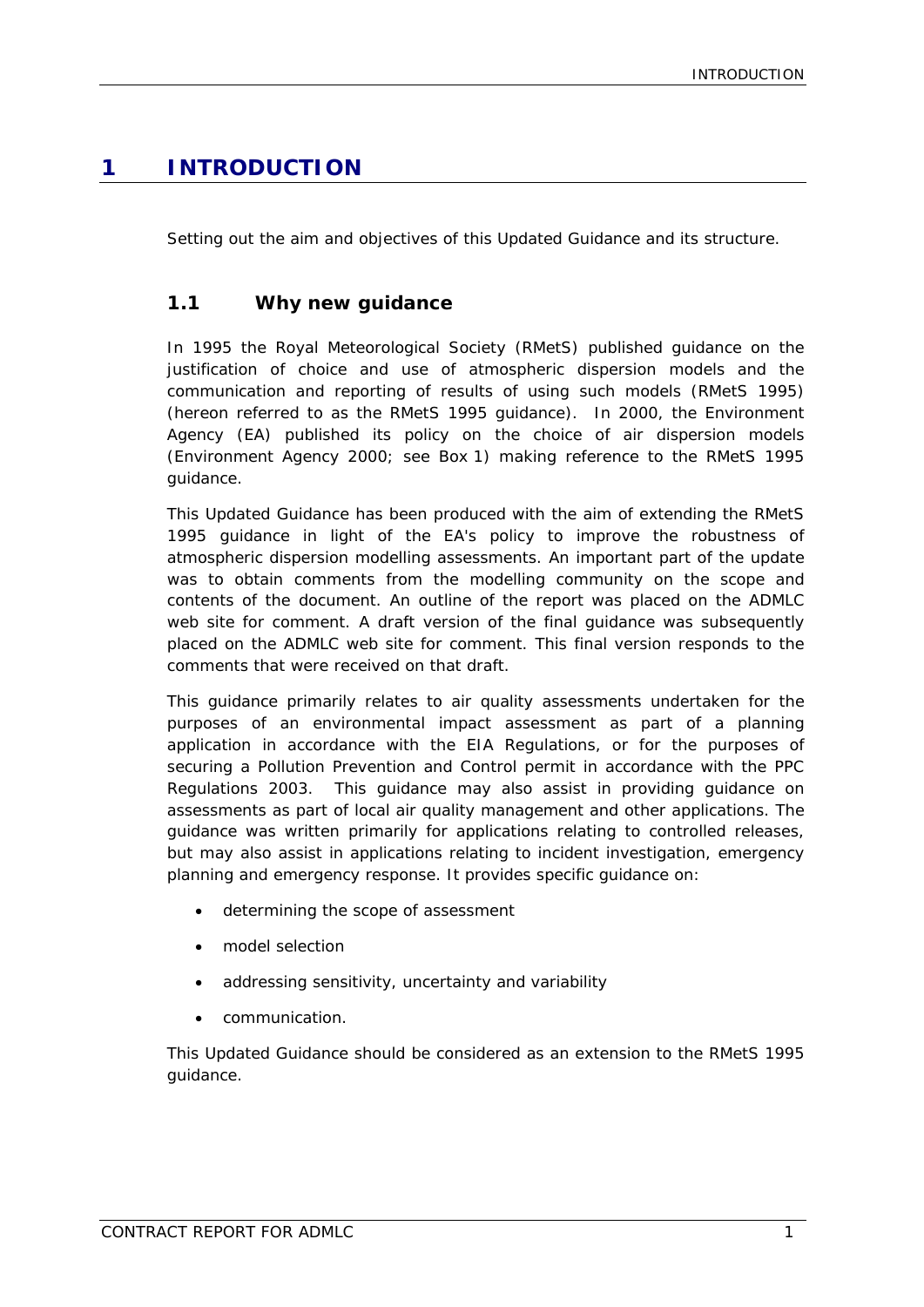# 1 INTRODUCTION

Setting out the aim and objectives of this Updated Guidance and its structure.

## 1.1 Why new guidance

In 1995 the Royal Meteorological Society (RMetS) published guidance on the justification of choice and use of atmospheric dispersion models and the communication and reporting of results of using such models (RMetS 1995) (hereon referred to as the RMetS 1995 guidance). In 2000, the Environment Agency (EA) published its policy on the choice of air dispersion models (Environment Agency 2000; see Box 1) making reference to the RMetS 1995 guidance.

This Updated Guidance has been produced with the aim of extending the RMetS 1995 guidance in light of the EA's policy to improve the robustness of atmospheric dispersion modelling assessments. An important part of the update was to obtain comments from the modelling community on the scope and contents of the document. An outline of the report was placed on the ADMLC web site for comment. A draft version of the final guidance was subsequently placed on the ADMLC web site for comment. This final version responds to the comments that were received on that draft.

This guidance primarily relates to air quality assessments undertaken for the purposes of an environmental impact assessment as part of a planning application in accordance with the EIA Regulations, or for the purposes of securing a Pollution Prevention and Control permit in accordance with the PPC Regulations 2003. This guidance may also assist in providing guidance on assessments as part of local air quality management and other applications. The guidance was written primarily for applications relating to controlled releases, but may also assist in applications relating to incident investigation, emergency planning and emergency response. It provides specific guidance on:

- determining the scope of assessment
- model selection
- addressing sensitivity, uncertainty and variability
- communication.

This Updated Guidance should be considered as an extension to the RMetS 1995 guidance.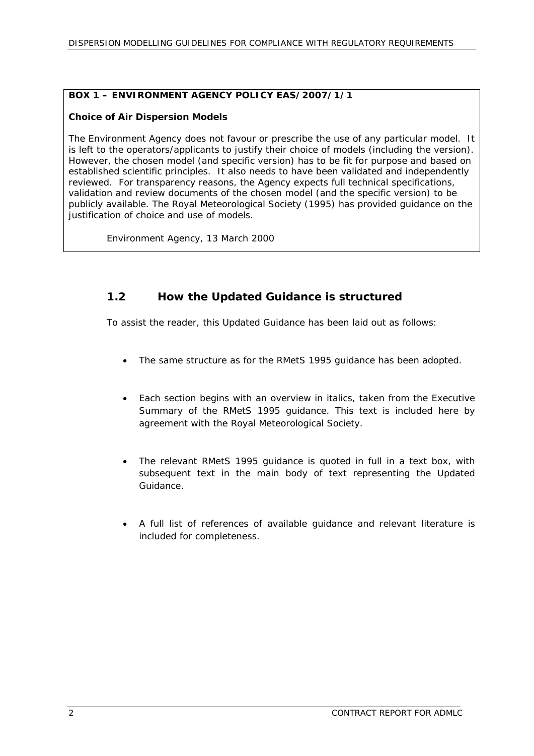**BOX 1 – ENVIRONMENT AGENCY POLICY EAS/2007/1/1**

**Choice of Air Dispersion Models**

The Environment Agency does not favour or prescribe the use of any particular model. It is left to the operators/applicants to justify their choice of models (including the version). However, the chosen model (and specific version) has to be fit for purpose and based on established scientific principles. It also needs to have been validated and independently reviewed. For transparency reasons, the Agency expects full technical specifications, validation and review documents of the chosen model (and the specific version) to be publicly available. The Royal Meteorological Society (1995) has provided guidance on the justification of choice and use of models.

Environment Agency, 13 March 2000

## 1.2 How the Updated Guidance is structured

To assist the reader, this Updated Guidance has been laid out as follows:

- The same structure as for the RMetS 1995 guidance has been adopted.
- Each section begins with an overview in italics, taken from the Executive Summary of the RMetS 1995 guidance. This text is included here by agreement with the Royal Meteorological Society.
- The relevant RMetS 1995 guidance is quoted in full in a text box, with subsequent text in the main body of text representing the Updated Guidance.
- A full list of references of available guidance and relevant literature is included for completeness.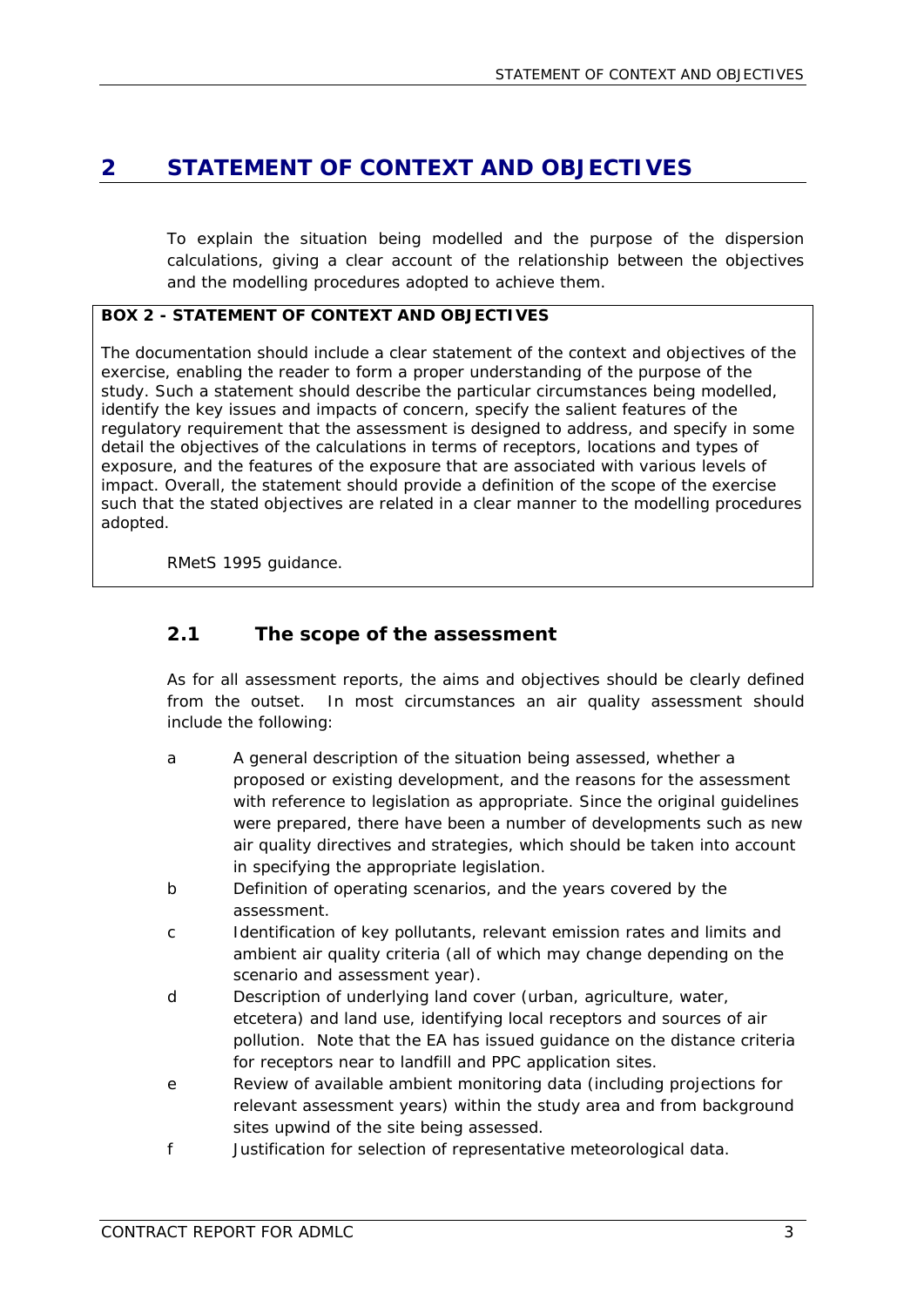# 2 STATEMENT OF CONTEXT AND OBJECTIVES

To explain the situation being modelled and the purpose of the dispersion calculations, giving a clear account of the relationship between the objectives and the modelling procedures adopted to achieve them.

**BOX 2 - STATEMENT OF CONTEXT AND OBJECTIVES**

The documentation should include a clear statement of the context and objectives of the exercise, enabling the reader to form a proper understanding of the purpose of the study. Such a statement should describe the particular circumstances being modelled, identify the key issues and impacts of concern, specify the salient features of the regulatory requirement that the assessment is designed to address, and specify in some detail the objectives of the calculations in terms of receptors, locations and types of exposure, and the features of the exposure that are associated with various levels of impact. Overall, the statement should provide a definition of the scope of the exercise such that the stated objectives are related in a clear manner to the modelling procedures adopted.

RMetS 1995 guidance.

## 2.1 The scope of the assessment

As for all assessment reports, the aims and objectives should be clearly defined from the outset. In most circumstances an air quality assessment should include the following:

a. A general description of the situation being assessed, whether a proposed or existing development, and the reasons for the assessment with reference to legislation as appropriate. Since the original guidelines were prepared, there have been a number of developments such as new air quality directives and strategies, which should be taken into account in specifying the appropriate legislation.
b. Definition of operating scenarios, and the years covered by the assessment.
c. Identification of key pollutants, relevant emission rates and limits and ambient air quality criteria (all of which may change depending on the scenario and assessment year).
d. Description of underlying land cover (urban, agriculture, water, etcetera) and land use, identifying local receptors and sources of air pollution. Note that the EA has issued guidance on the distance criteria for receptors near to landfill and PPC application sites.
e. Review of available ambient monitoring data (including projections for relevant assessment years) within the study area and from background sites upwind of the site being assessed.
f. Justification for selection of representative meteorological data.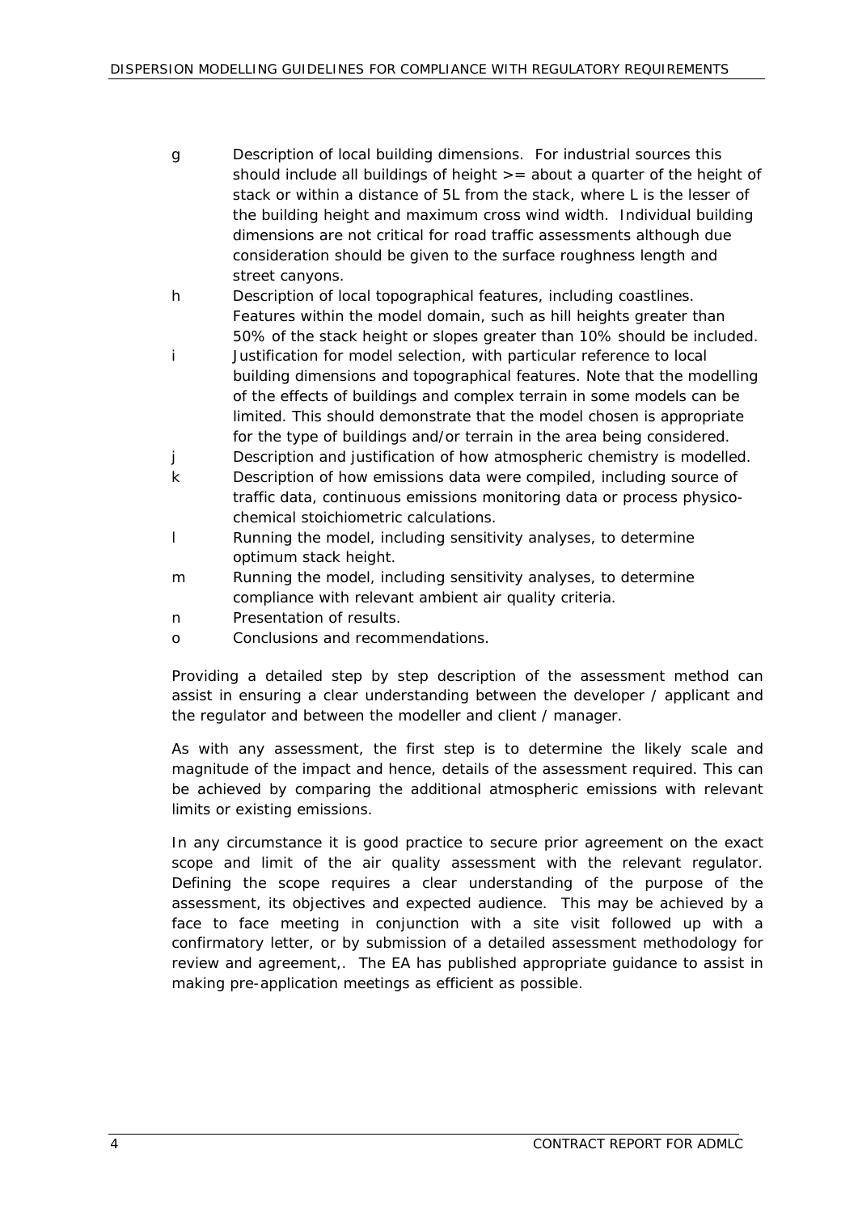g Description of local building dimensions. For industrial sources this should include all buildings of height >= about a quarter of the height of stack or within a distance of 5L from the stack, where L is the lesser of the building height and maximum cross wind width. Individual building dimensions are not critical for road traffic assessments although due consideration should be given to the surface roughness length and street canyons.

h Description of local topographical features, including coastlines. Features within the model domain, such as hill heights greater than 50% of the stack height or slopes greater than 10% should be included.

i Justification for model selection, with particular reference to local building dimensions and topographical features. Note that the modelling of the effects of buildings and complex terrain in some models can be limited. This should demonstrate that the model chosen is appropriate for the type of buildings and/or terrain in the area being considered.

j Description and justification of how atmospheric chemistry is modelled.

k Description of how emissions data were compiled, including source of traffic data, continuous emissions monitoring data or process physico-chemical stoichiometric calculations.

l Running the model, including sensitivity analyses, to determine optimum stack height.

m Running the model, including sensitivity analyses, to determine compliance with relevant ambient air quality criteria.

n Presentation of results.

o Conclusions and recommendations.

Providing a detailed step by step description of the assessment method can assist in ensuring a clear understanding between the developer / applicant and the regulator and between the modeller and client / manager.

As with any assessment, the first step is to determine the likely scale and magnitude of the impact and hence, details of the assessment required. This can be achieved by comparing the additional atmospheric emissions with relevant limits or existing emissions.

In any circumstance it is good practice to secure prior agreement on the exact scope and limit of the air quality assessment with the relevant regulator. Defining the scope requires a clear understanding of the purpose of the assessment, its objectives and expected audience. This may be achieved by a face to face meeting in conjunction with a site visit followed up with a confirmatory letter, or by submission of a detailed assessment methodology for review and agreement,. The EA has published appropriate guidance to assist in making pre-application meetings as efficient as possible.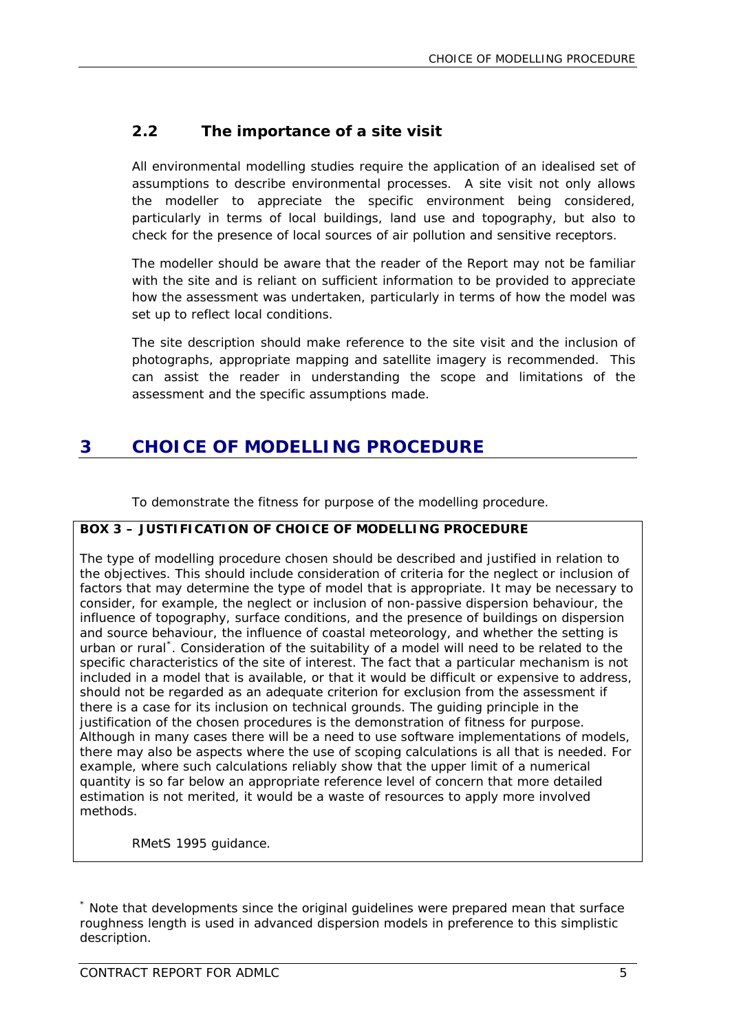## 2.2 The importance of a site visit

All environmental modelling studies require the application of an idealised set of assumptions to describe environmental processes. A site visit not only allows the modeller to appreciate the specific environment being considered, particularly in terms of local buildings, land use and topography, but also to check for the presence of local sources of air pollution and sensitive receptors.

The modeller should be aware that the reader of the Report may not be familiar with the site and is reliant on sufficient information to be provided to appreciate how the assessment was undertaken, particularly in terms of how the model was set up to reflect local conditions.

The site description should make reference to the site visit and the inclusion of photographs, appropriate mapping and satellite imagery is recommended. This can assist the reader in understanding the scope and limitations of the assessment and the specific assumptions made.

# 3 CHOICE OF MODELLING PROCEDURE

*To demonstrate the fitness for purpose of the modelling procedure.*

**BOX 3 – JUSTIFICATION OF CHOICE OF MODELLING PROCEDURE**

The type of modelling procedure chosen should be described and justified in relation to the objectives. This should include consideration of criteria for the neglect or inclusion of factors that may determine the type of model that is appropriate. It may be necessary to consider, for example, the neglect or inclusion of non-passive dispersion behaviour, the influence of topography, surface conditions, and the presence of buildings on dispersion and source behaviour, the influence of coastal meteorology, and whether the setting is urban or rural*. Consideration of the suitability of a model will need to be related to the specific characteristics of the site of interest. The fact that a particular mechanism is not included in a model that is available, or that it would be difficult or expensive to address, should not be regarded as an adequate criterion for exclusion from the assessment if there is a case for its inclusion on technical grounds. The guiding principle in the justification of the chosen procedures is the demonstration of fitness for purpose. Although in many cases there will be a need to use software implementations of models, there may also be aspects where the use of scoping calculations is all that is needed. For example, where such calculations reliably show that the upper limit of a numerical quantity is so far below an appropriate reference level of concern that more detailed estimation is not merited, it would be a waste of resources to apply more involved methods.

RMetS 1995 guidance.

* Note that developments since the original guidelines were prepared mean that surface roughness length is used in advanced dispersion models in preference to this simplistic description.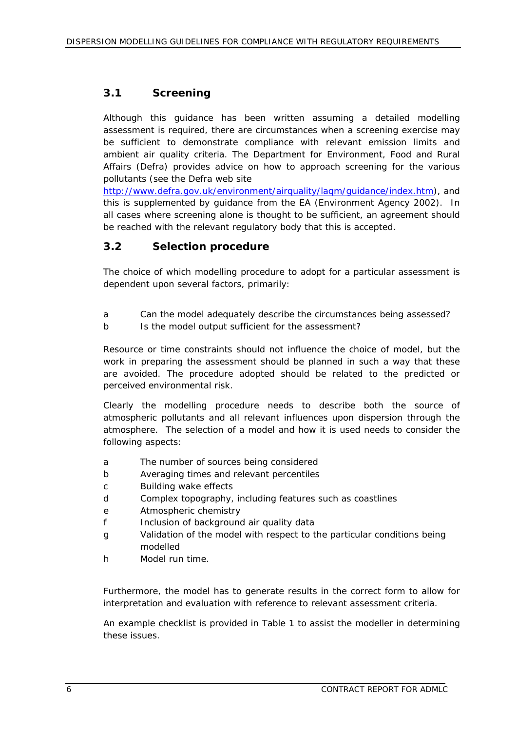## 3.1 Screening

Although this guidance has been written assuming a detailed modelling assessment is required, there are circumstances when a screening exercise may be sufficient to demonstrate compliance with relevant emission limits and ambient air quality criteria. The Department for Environment, Food and Rural Affairs (Defra) provides advice on how to approach screening for the various pollutants (see the Defra web site http://www.defra.gov.uk/environment/airquality/laqm/guidance/index.htm), and this is supplemented by guidance from the EA (Environment Agency 2002). In all cases where screening alone is thought to be sufficient, an agreement should be reached with the relevant regulatory body that this is accepted.

## 3.2 Selection procedure

The choice of which modelling procedure to adopt for a particular assessment is dependent upon several factors, primarily:

- a Can the model adequately describe the circumstances being assessed?
- b Is the model output sufficient for the assessment?

Resource or time constraints should not influence the choice of model, but the work in preparing the assessment should be planned in such a way that these are avoided. The procedure adopted should be related to the predicted or perceived environmental risk.

Clearly the modelling procedure needs to describe both the source of atmospheric pollutants and all relevant influences upon dispersion through the atmosphere. The selection of a model and how it is used needs to consider the following aspects:

- a The number of sources being considered
- b Averaging times and relevant percentiles
- c Building wake effects
- d Complex topography, including features such as coastlines
- e Atmospheric chemistry
- f Inclusion of background air quality data
- g Validation of the model with respect to the particular conditions being modelled
- h Model run time.

Furthermore, the model has to generate results in the correct form to allow for interpretation and evaluation with reference to relevant assessment criteria.

An example checklist is provided in Table 1 to assist the modeller in determining these issues.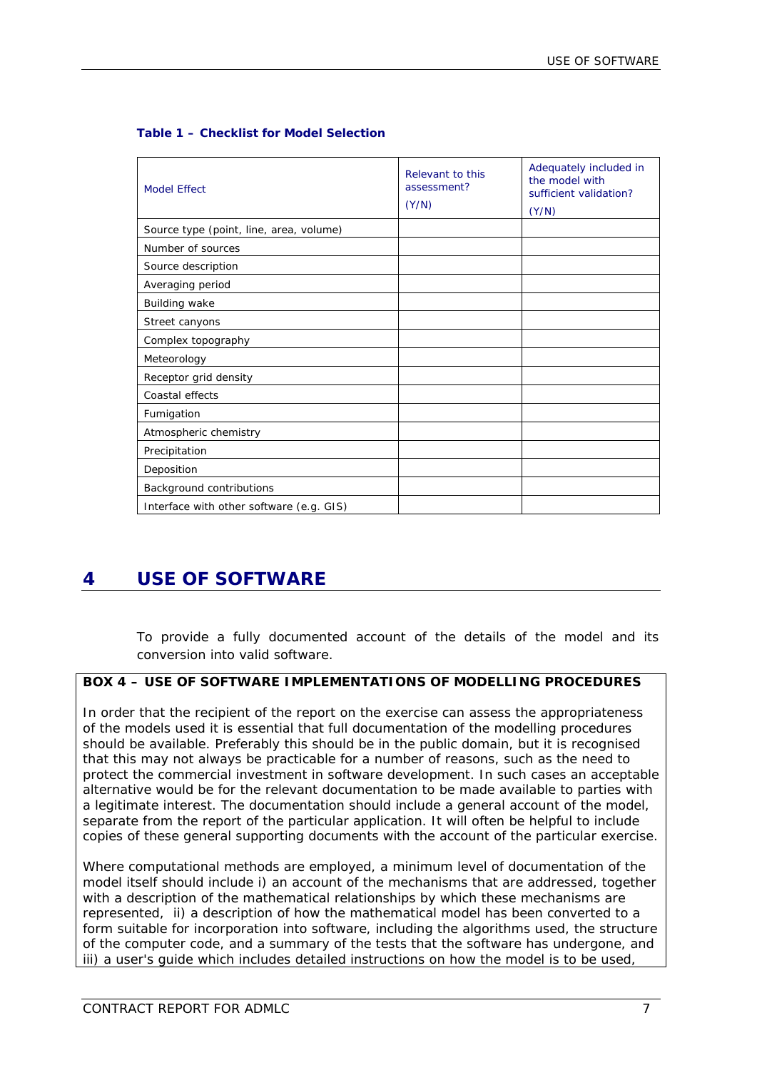**Table 1 – Checklist for Model Selection**

| Model Effect | Relevant to this assessment? (Y/N) | Adequately included in the model with sufficient validation? (Y/N) |
|---|---|---|
| Source type (point, line, area, volume) | | |
| Number of sources | | |
| Source description | | |
| Averaging period | | |
| Building wake | | |
| Street canyons | | |
| Complex topography | | |
| Meteorology | | |
| Receptor grid density | | |
| Coastal effects | | |
| Fumigation | | |
| Atmospheric chemistry | | |
| Precipitation | | |
| Deposition | | |
| Background contributions | | |
| Interface with other software (e.g. GIS) | | |

# 4 USE OF SOFTWARE

To provide a fully documented account of the details of the model and its conversion into valid software.

**BOX 4 – USE OF SOFTWARE IMPLEMENTATIONS OF MODELLING PROCEDURES**

In order that the recipient of the report on the exercise can assess the appropriateness of the models used it is essential that full documentation of the modelling procedures should be available. Preferably this should be in the public domain, but it is recognised that this may not always be practicable for a number of reasons, such as the need to protect the commercial investment in software development. In such cases an acceptable alternative would be for the relevant documentation to be made available to parties with a legitimate interest. The documentation should include a general account of the model, separate from the report of the particular application. It will often be helpful to include copies of these general supporting documents with the account of the particular exercise.

Where computational methods are employed, a minimum level of documentation of the model itself should include i) an account of the mechanisms that are addressed, together with a description of the mathematical relationships by which these mechanisms are represented, ii) a description of how the mathematical model has been converted to a form suitable for incorporation into software, including the algorithms used, the structure of the computer code, and a summary of the tests that the software has undergone, and iii) a user's guide which includes detailed instructions on how the model is to be used,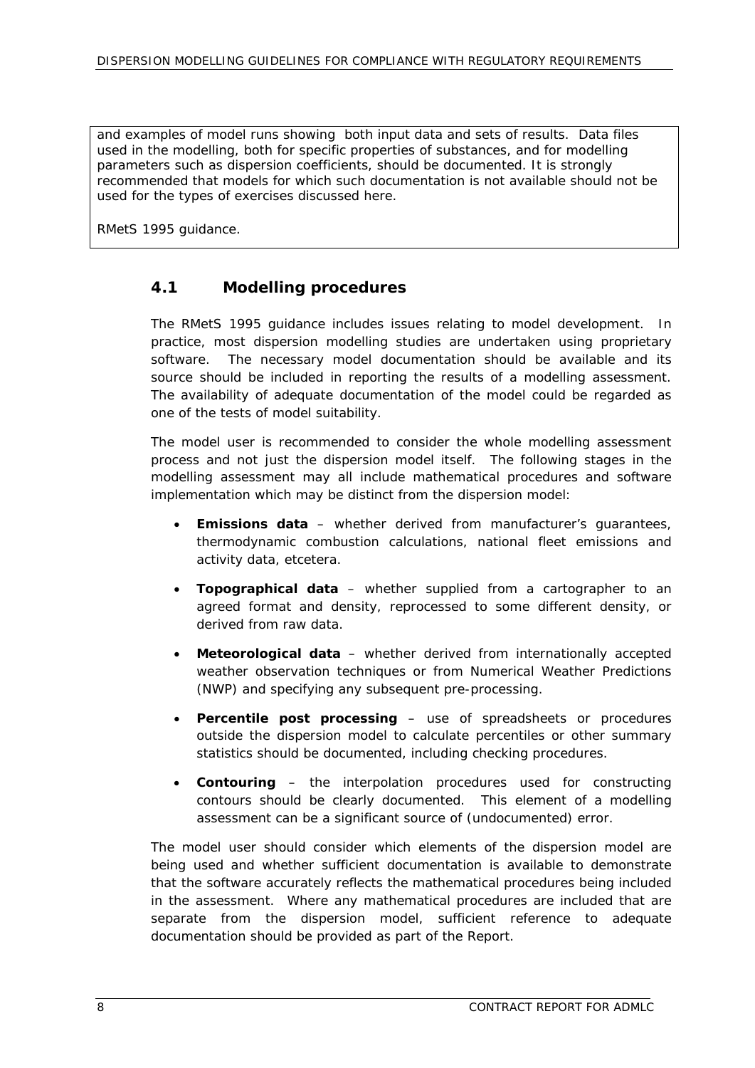and examples of model runs showing both input data and sets of results. Data files used in the modelling, both for specific properties of substances, and for modelling parameters such as dispersion coefficients, should be documented. It is strongly recommended that models for which such documentation is not available should not be used for the types of exercises discussed here.

RMetS 1995 guidance.

## 4.1 Modelling procedures

The RMetS 1995 guidance includes issues relating to model development. In practice, most dispersion modelling studies are undertaken using proprietary software. The necessary model documentation should be available and its source should be included in reporting the results of a modelling assessment. The availability of adequate documentation of the model could be regarded as one of the tests of model suitability.

The model user is recommended to consider the whole modelling assessment process and not just the dispersion model itself. The following stages in the modelling assessment may all include mathematical procedures and software implementation which may be distinct from the dispersion model:

- **Emissions data** – whether derived from manufacturer's guarantees, thermodynamic combustion calculations, national fleet emissions and activity data, etcetera.
- **Topographical data** – whether supplied from a cartographer to an agreed format and density, reprocessed to some different density, or derived from raw data.
- **Meteorological data** – whether derived from internationally accepted weather observation techniques or from Numerical Weather Predictions (NWP) and specifying any subsequent pre-processing.
- **Percentile post processing** – use of spreadsheets or procedures outside the dispersion model to calculate percentiles or other summary statistics should be documented, including checking procedures.
- **Contouring** – the interpolation procedures used for constructing contours should be clearly documented. This element of a modelling assessment can be a significant source of (undocumented) error.

The model user should consider which elements of the dispersion model are being used and whether sufficient documentation is available to demonstrate that the software accurately reflects the mathematical procedures being included in the assessment. Where any mathematical procedures are included that are separate from the dispersion model, sufficient reference to adequate documentation should be provided as part of the Report.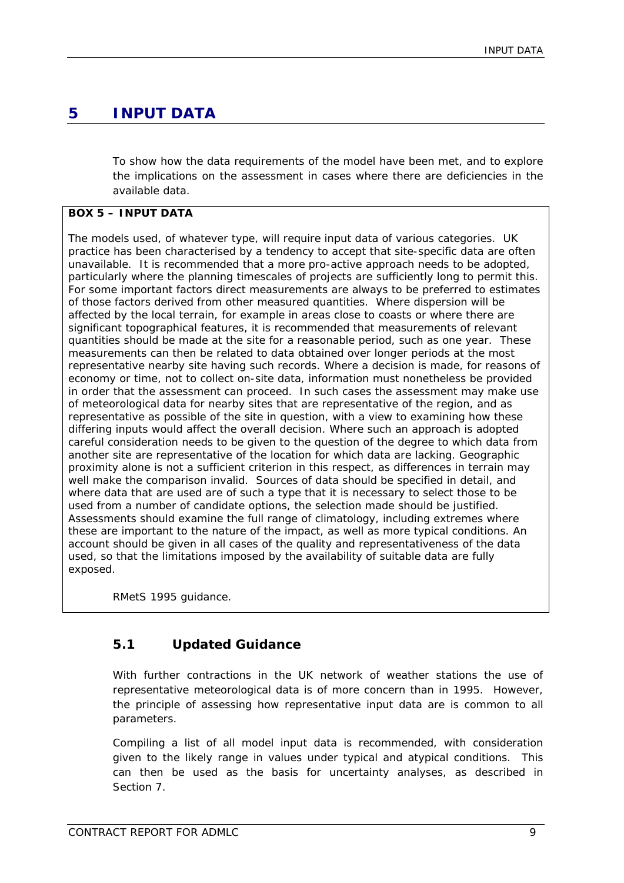# 5 INPUT DATA

To show how the data requirements of the model have been met, and to explore the implications on the assessment in cases where there are deficiencies in the available data.

**BOX 5 – INPUT DATA**

The models used, of whatever type, will require input data of various categories. UK practice has been characterised by a tendency to accept that site-specific data are often unavailable. It is recommended that a more pro-active approach needs to be adopted, particularly where the planning timescales of projects are sufficiently long to permit this. For some important factors direct measurements are always to be preferred to estimates of those factors derived from other measured quantities. Where dispersion will be affected by the local terrain, for example in areas close to coasts or where there are significant topographical features, it is recommended that measurements of relevant quantities should be made at the site for a reasonable period, such as one year. These measurements can then be related to data obtained over longer periods at the most representative nearby site having such records. Where a decision is made, for reasons of economy or time, not to collect on-site data, information must nonetheless be provided in order that the assessment can proceed. In such cases the assessment may make use of meteorological data for nearby sites that are representative of the region, and as representative as possible of the site in question, with a view to examining how these differing inputs would affect the overall decision. Where such an approach is adopted careful consideration needs to be given to the question of the degree to which data from another site are representative of the location for which data are lacking. Geographic proximity alone is not a sufficient criterion in this respect, as differences in terrain may well make the comparison invalid. Sources of data should be specified in detail, and where data that are used are of such a type that it is necessary to select those to be used from a number of candidate options, the selection made should be justified. Assessments should examine the full range of climatology, including extremes where these are important to the nature of the impact, as well as more typical conditions. An account should be given in all cases of the quality and representativeness of the data used, so that the limitations imposed by the availability of suitable data are fully exposed.

RMetS 1995 guidance.

## 5.1 Updated Guidance

With further contractions in the UK network of weather stations the use of representative meteorological data is of more concern than in 1995. However, the principle of assessing how representative input data are is common to all parameters.

Compiling a list of all model input data is recommended, with consideration given to the likely range in values under typical and atypical conditions. This can then be used as the basis for uncertainty analyses, as described in Section 7.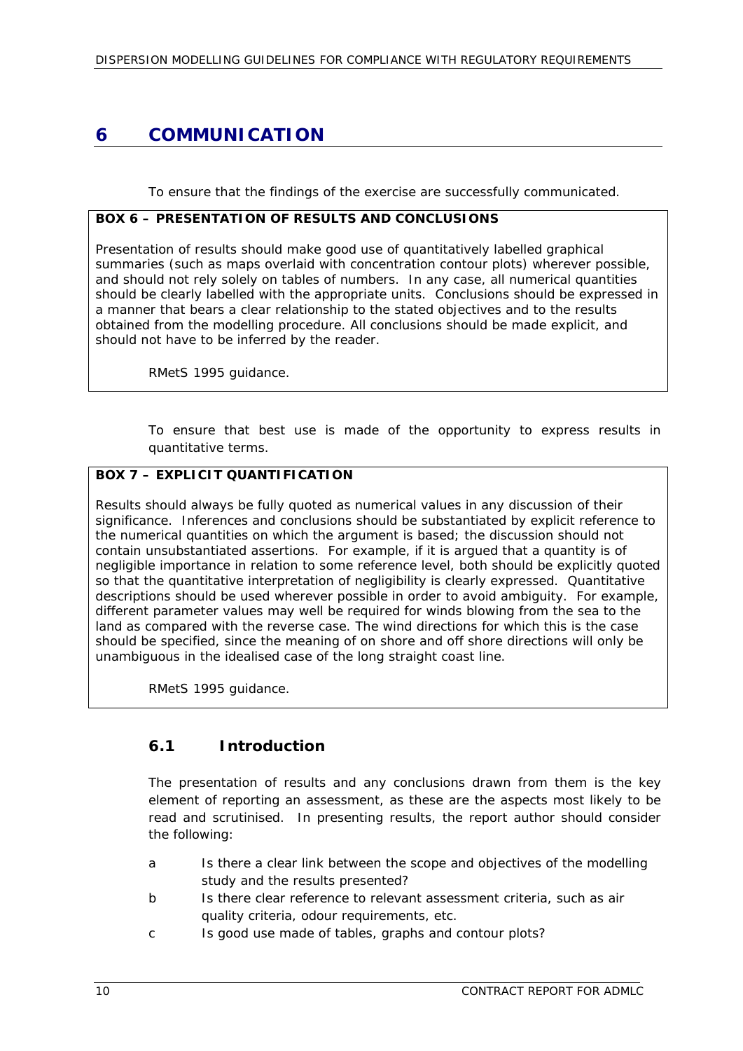# 6 COMMUNICATION

To ensure that the findings of the exercise are successfully communicated.

**BOX 6 – PRESENTATION OF RESULTS AND CONCLUSIONS**

Presentation of results should make good use of quantitatively labelled graphical summaries (such as maps overlaid with concentration contour plots) wherever possible, and should not rely solely on tables of numbers. In any case, all numerical quantities should be clearly labelled with the appropriate units. Conclusions should be expressed in a manner that bears a clear relationship to the stated objectives and to the results obtained from the modelling procedure. All conclusions should be made explicit, and should not have to be inferred by the reader.

RMetS 1995 guidance.

To ensure that best use is made of the opportunity to express results in quantitative terms.

**BOX 7 – EXPLICIT QUANTIFICATION**

Results should always be fully quoted as numerical values in any discussion of their significance. Inferences and conclusions should be substantiated by explicit reference to the numerical quantities on which the argument is based; the discussion should not contain unsubstantiated assertions. For example, if it is argued that a quantity is of negligible importance in relation to some reference level, both should be explicitly quoted so that the quantitative interpretation of negligibility is clearly expressed. Quantitative descriptions should be used wherever possible in order to avoid ambiguity. For example, different parameter values may well be required for winds blowing from the sea to the land as compared with the reverse case. The wind directions for which this is the case should be specified, since the meaning of on shore and off shore directions will only be unambiguous in the idealised case of the long straight coast line.

RMetS 1995 guidance.

## 6.1 Introduction

The presentation of results and any conclusions drawn from them is the key element of reporting an assessment, as these are the aspects most likely to be read and scrutinised. In presenting results, the report author should consider the following:

a Is there a clear link between the scope and objectives of the modelling study and the results presented?

b Is there clear reference to relevant assessment criteria, such as air quality criteria, odour requirements, etc.

c Is good use made of tables, graphs and contour plots?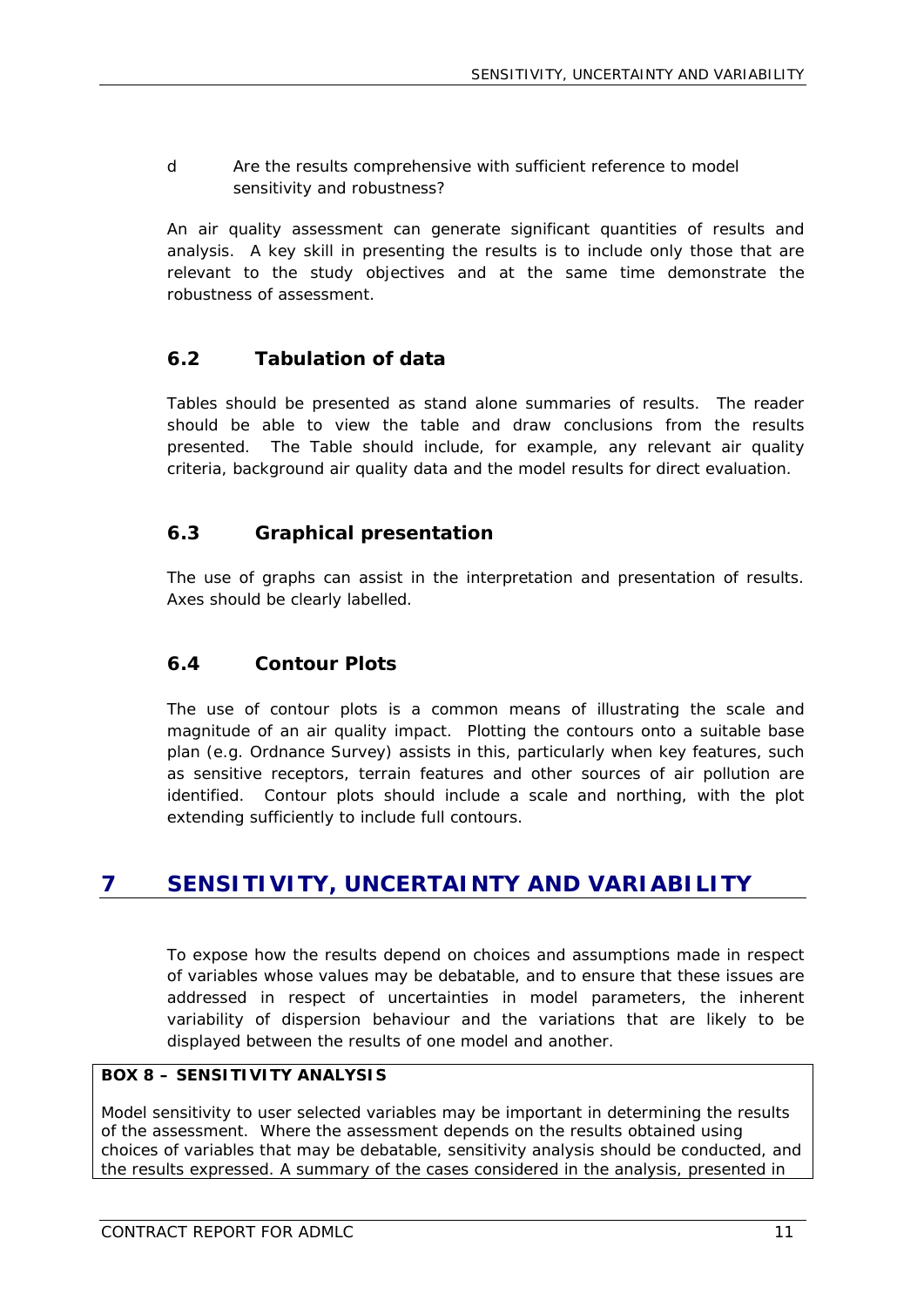d Are the results comprehensive with sufficient reference to model sensitivity and robustness?

An air quality assessment can generate significant quantities of results and analysis. A key skill in presenting the results is to include only those that are relevant to the study objectives and at the same time demonstrate the robustness of assessment.

### 6.2 Tabulation of data

Tables should be presented as stand alone summaries of results. The reader should be able to view the table and draw conclusions from the results presented. The Table should include, for example, any relevant air quality criteria, background air quality data and the model results for direct evaluation.

### 6.3 Graphical presentation

The use of graphs can assist in the interpretation and presentation of results. Axes should be clearly labelled.

### 6.4 Contour Plots

The use of contour plots is a common means of illustrating the scale and magnitude of an air quality impact. Plotting the contours onto a suitable base plan (e.g. Ordnance Survey) assists in this, particularly when key features, such as sensitive receptors, terrain features and other sources of air pollution are identified. Contour plots should include a scale and northing, with the plot extending sufficiently to include full contours.

## 7 SENSITIVITY, UNCERTAINTY AND VARIABILITY

To expose how the results depend on choices and assumptions made in respect of variables whose values may be debatable, and to ensure that these issues are addressed in respect of uncertainties in model parameters, the inherent variability of dispersion behaviour and the variations that are likely to be displayed between the results of one model and another.

**BOX 8 – SENSITIVITY ANALYSIS**

Model sensitivity to user selected variables may be important in determining the results of the assessment. Where the assessment depends on the results obtained using choices of variables that may be debatable, sensitivity analysis should be conducted, and the results expressed. A summary of the cases considered in the analysis, presented in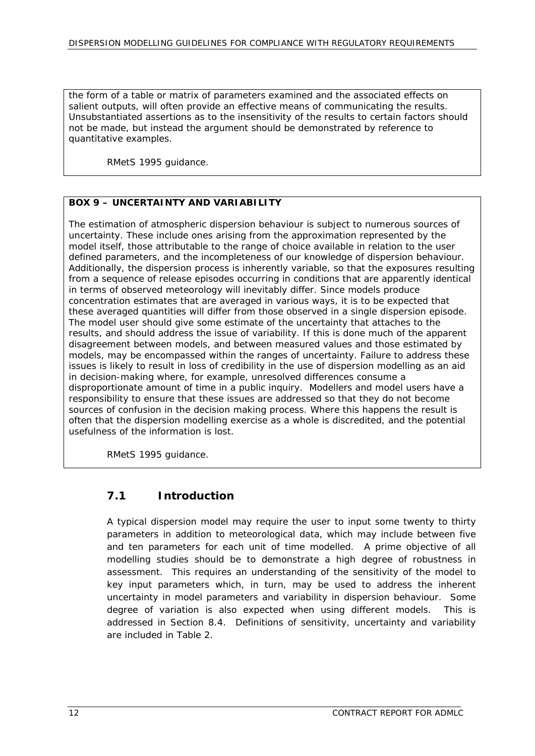the form of a table or matrix of parameters examined and the associated effects on salient outputs, will often provide an effective means of communicating the results. Unsubstantiated assertions as to the insensitivity of the results to certain factors should not be made, but instead the argument should be demonstrated by reference to quantitative examples.

RMetS 1995 guidance.

**BOX 9 – UNCERTAINTY AND VARIABILITY**

The estimation of atmospheric dispersion behaviour is subject to numerous sources of uncertainty. These include ones arising from the approximation represented by the model itself, those attributable to the range of choice available in relation to the user defined parameters, and the incompleteness of our knowledge of dispersion behaviour. Additionally, the dispersion process is inherently variable, so that the exposures resulting from a sequence of release episodes occurring in conditions that are apparently identical in terms of observed meteorology will inevitably differ. Since models produce concentration estimates that are averaged in various ways, it is to be expected that these averaged quantities will differ from those observed in a single dispersion episode. The model user should give some estimate of the uncertainty that attaches to the results, and should address the issue of variability. If this is done much of the apparent disagreement between models, and between measured values and those estimated by models, may be encompassed within the ranges of uncertainty. Failure to address these issues is likely to result in loss of credibility in the use of dispersion modelling as an aid in decision-making where, for example, unresolved differences consume a disproportionate amount of time in a public inquiry. Modellers and model users have a responsibility to ensure that these issues are addressed so that they do not become sources of confusion in the decision making process. Where this happens the result is often that the dispersion modelling exercise as a whole is discredited, and the potential usefulness of the information is lost.

RMetS 1995 guidance.

## 7.1 Introduction

A typical dispersion model may require the user to input some twenty to thirty parameters in addition to meteorological data, which may include between five and ten parameters for each unit of time modelled. A prime objective of all modelling studies should be to demonstrate a high degree of robustness in assessment. This requires an understanding of the sensitivity of the model to key input parameters which, in turn, may be used to address the inherent uncertainty in model parameters and variability in dispersion behaviour. Some degree of variation is also expected when using different models. This is addressed in Section 8.4. Definitions of sensitivity, uncertainty and variability are included in Table 2.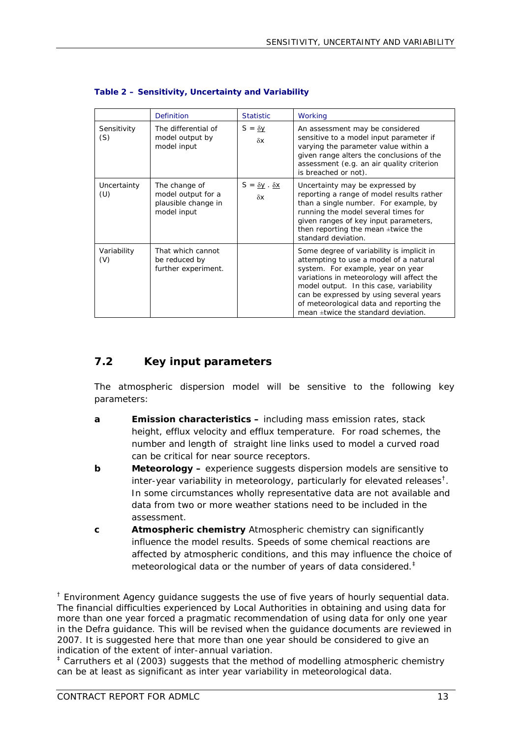**Table 2 – Sensitivity, Uncertainty and Variability**

| | Definition | Statistic | Working |
|---|---|---|---|
| Sensitivity (S) | The differential of model output by model input | $S = \frac{\delta y}{\delta x}$ | An assessment may be considered sensitive to a model input parameter if varying the parameter value within a given range alters the conclusions of the assessment (e.g. an air quality criterion is breached or not). |
| Uncertainty (U) | The change of model output for a plausible change in model input | $S = \frac{\delta y}{\delta x} \cdot \delta x$ | Uncertainty may be expressed by reporting a range of model results rather than a single number. For example, by running the model several times for given ranges of key input parameters, then reporting the mean ±twice the standard deviation. |
| Variability (V) | That which cannot be reduced by further experiment. | | Some degree of variability is implicit in attempting to use a model of a natural system. For example, year on year variations in meteorology will affect the model output. In this case, variability can be expressed by using several years of meteorological data and reporting the mean ±twice the standard deviation. |

## 7.2 Key input parameters

The atmospheric dispersion model will be sensitive to the following key parameters:

**a** **Emission characteristics –** including mass emission rates, stack height, efflux velocity and efflux temperature. For road schemes, the number and length of straight line links used to model a curved road can be critical for near source receptors.

**b** **Meteorology –** experience suggests dispersion models are sensitive to inter-year variability in meteorology, particularly for elevated releases[†]. In some circumstances wholly representative data are not available and data from two or more weather stations need to be included in the assessment.

**c** **Atmospheric chemistry** Atmospheric chemistry can significantly influence the model results. Speeds of some chemical reactions are affected by atmospheric conditions, and this may influence the choice of meteorological data or the number of years of data considered.[‡]

[†] Environment Agency guidance suggests the use of five years of hourly sequential data. The financial difficulties experienced by Local Authorities in obtaining and using data for more than one year forced a pragmatic recommendation of using data for only one year in the Defra guidance. This will be revised when the guidance documents are reviewed in 2007. It is suggested here that more than one year should be considered to give an indication of the extent of inter-annual variation.

[‡] Carruthers et al (2003) suggests that the method of modelling atmospheric chemistry can be at least as significant as inter year variability in meteorological data.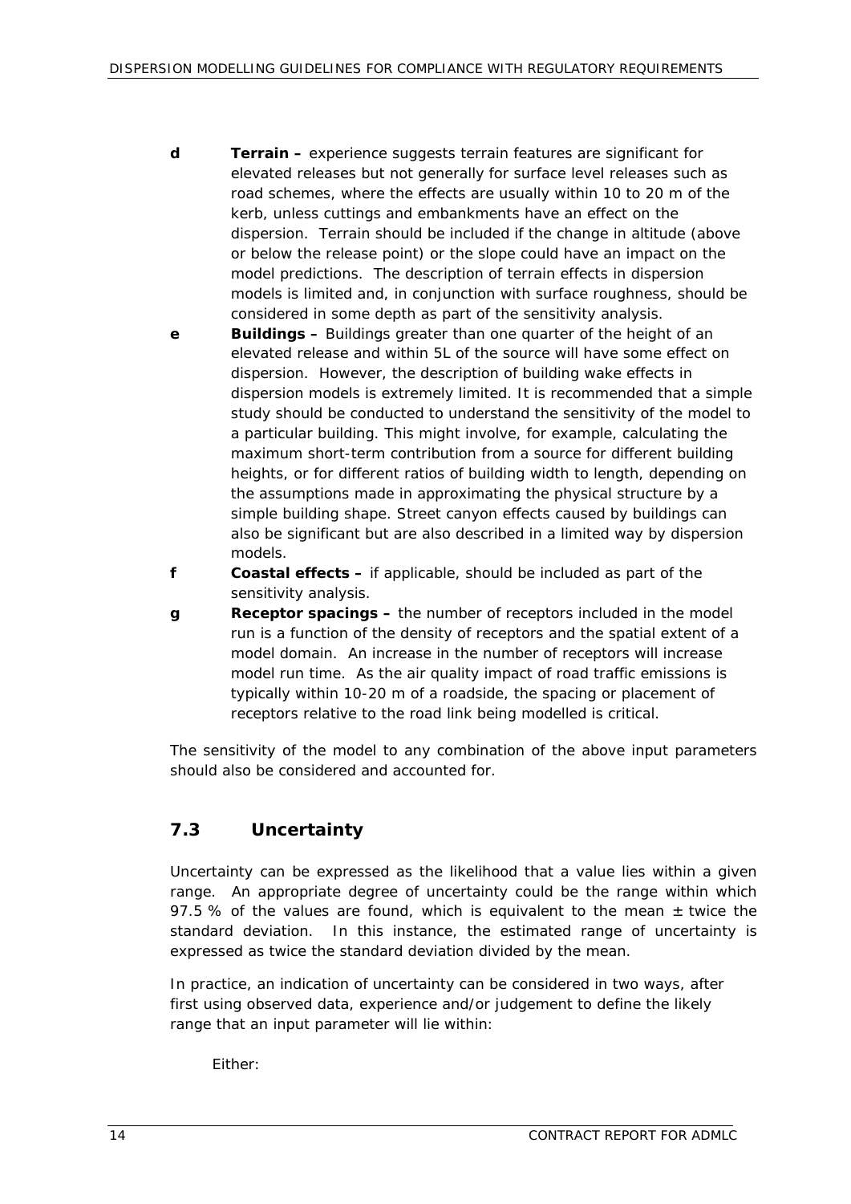**d** **Terrain –** experience suggests terrain features are significant for elevated releases but not generally for surface level releases such as road schemes, where the effects are usually within 10 to 20 m of the kerb, unless cuttings and embankments have an effect on the dispersion. Terrain should be included if the change in altitude (above or below the release point) or the slope could have an impact on the model predictions. The description of terrain effects in dispersion models is limited and, in conjunction with surface roughness, should be considered in some depth as part of the sensitivity analysis.

**e** **Buildings –** Buildings greater than one quarter of the height of an elevated release and within 5L of the source will have some effect on dispersion. However, the description of building wake effects in dispersion models is extremely limited. It is recommended that a simple study should be conducted to understand the sensitivity of the model to a particular building. This might involve, for example, calculating the maximum short-term contribution from a source for different building heights, or for different ratios of building width to length, depending on the assumptions made in approximating the physical structure by a simple building shape. Street canyon effects caused by buildings can also be significant but are also described in a limited way by dispersion models.

**f** **Coastal effects –** if applicable, should be included as part of the sensitivity analysis.

**g** **Receptor spacings –** the number of receptors included in the model run is a function of the density of receptors and the spatial extent of a model domain. An increase in the number of receptors will increase model run time. As the air quality impact of road traffic emissions is typically within 10-20 m of a roadside, the spacing or placement of receptors relative to the road link being modelled is critical.

The sensitivity of the model to any combination of the above input parameters should also be considered and accounted for.

## 7.3 Uncertainty

Uncertainty can be expressed as the likelihood that a value lies within a given range. An appropriate degree of uncertainty could be the range within which 97.5 % of the values are found, which is equivalent to the mean ± twice the standard deviation. In this instance, the estimated range of uncertainty is expressed as twice the standard deviation divided by the mean.

In practice, an indication of uncertainty can be considered in two ways, after first using observed data, experience and/or judgement to define the likely range that an input parameter will lie within:

Either: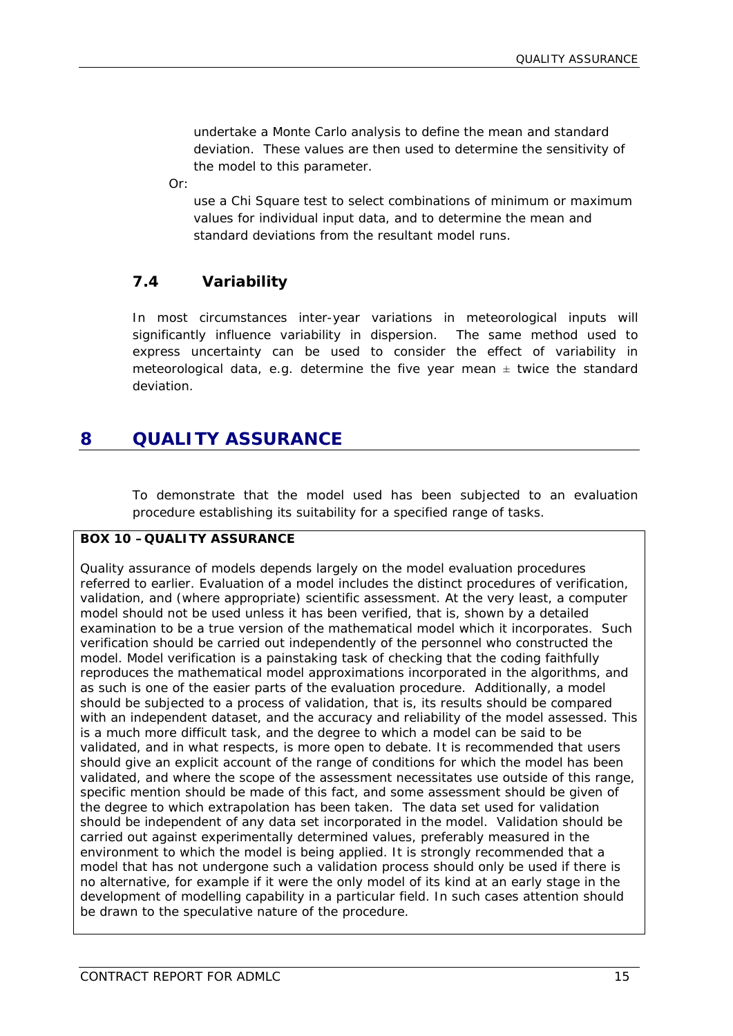undertake a Monte Carlo analysis to define the mean and standard deviation. These values are then used to determine the sensitivity of the model to this parameter.

Or:

use a Chi Square test to select combinations of minimum or maximum values for individual input data, and to determine the mean and standard deviations from the resultant model runs.

### 7.4 Variability

In most circumstances inter-year variations in meteorological inputs will significantly influence variability in dispersion. The same method used to express uncertainty can be used to consider the effect of variability in meteorological data, e.g. determine the five year mean ± twice the standard deviation.

## 8 QUALITY ASSURANCE

To demonstrate that the model used has been subjected to an evaluation procedure establishing its suitability for a specified range of tasks.

**BOX 10 – QUALITY ASSURANCE**

Quality assurance of models depends largely on the model evaluation procedures referred to earlier. Evaluation of a model includes the distinct procedures of verification, validation, and (where appropriate) scientific assessment. At the very least, a computer model should not be used unless it has been verified, that is, shown by a detailed examination to be a true version of the mathematical model which it incorporates. Such verification should be carried out independently of the personnel who constructed the model. Model verification is a painstaking task of checking that the coding faithfully reproduces the mathematical model approximations incorporated in the algorithms, and as such is one of the easier parts of the evaluation procedure. Additionally, a model should be subjected to a process of validation, that is, its results should be compared with an independent dataset, and the accuracy and reliability of the model assessed. This is a much more difficult task, and the degree to which a model can be said to be validated, and in what respects, is more open to debate. It is recommended that users should give an explicit account of the range of conditions for which the model has been validated, and where the scope of the assessment necessitates use outside of this range, specific mention should be made of this fact, and some assessment should be given of the degree to which extrapolation has been taken. The data set used for validation should be independent of any data set incorporated in the model. Validation should be carried out against experimentally determined values, preferably measured in the environment to which the model is being applied. It is strongly recommended that a model that has not undergone such a validation process should only be used if there is no alternative, for example if it were the only model of its kind at an early stage in the development of modelling capability in a particular field. In such cases attention should be drawn to the speculative nature of the procedure.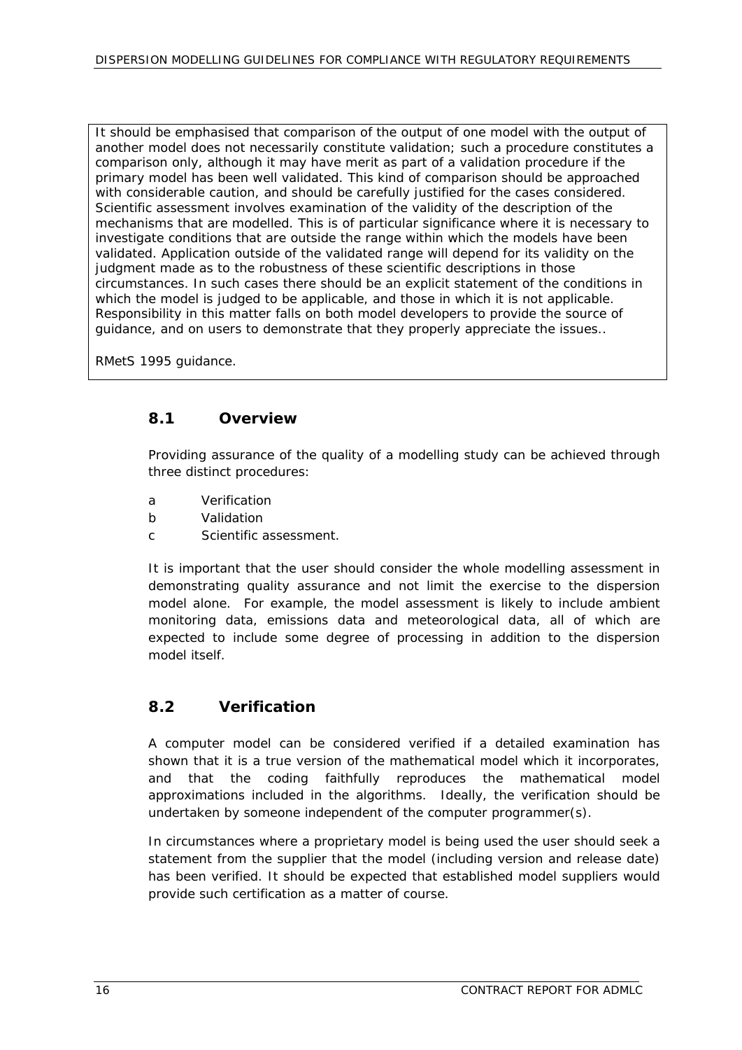> It should be emphasised that comparison of the output of one model with the output of another model does not necessarily constitute validation; such a procedure constitutes a comparison only, although it may have merit as part of a validation procedure if the primary model has been well validated. This kind of comparison should be approached with considerable caution, and should be carefully justified for the cases considered. Scientific assessment involves examination of the validity of the description of the mechanisms that are modelled. This is of particular significance where it is necessary to investigate conditions that are outside the range within which the models have been validated. Application outside of the validated range will depend for its validity on the judgment made as to the robustness of these scientific descriptions in those circumstances. In such cases there should be an explicit statement of the conditions in which the model is judged to be applicable, and those in which it is not applicable. Responsibility in this matter falls on both model developers to provide the source of guidance, and on users to demonstrate that they properly appreciate the issues..
>
> RMetS 1995 guidance.

## 8.1 Overview

Providing assurance of the quality of a modelling study can be achieved through three distinct procedures:

a Verification
b Validation
c Scientific assessment.

It is important that the user should consider the whole modelling assessment in demonstrating quality assurance and not limit the exercise to the dispersion model alone. For example, the model assessment is likely to include ambient monitoring data, emissions data and meteorological data, all of which are expected to include some degree of processing in addition to the dispersion model itself.

## 8.2 Verification

A computer model can be considered verified if a detailed examination has shown that it is a true version of the mathematical model which it incorporates, and that the coding faithfully reproduces the mathematical model approximations included in the algorithms. Ideally, the verification should be undertaken by someone independent of the computer programmer(s).

In circumstances where a proprietary model is being used the user should seek a statement from the supplier that the model (including version and release date) has been verified. It should be expected that established model suppliers would provide such certification as a matter of course.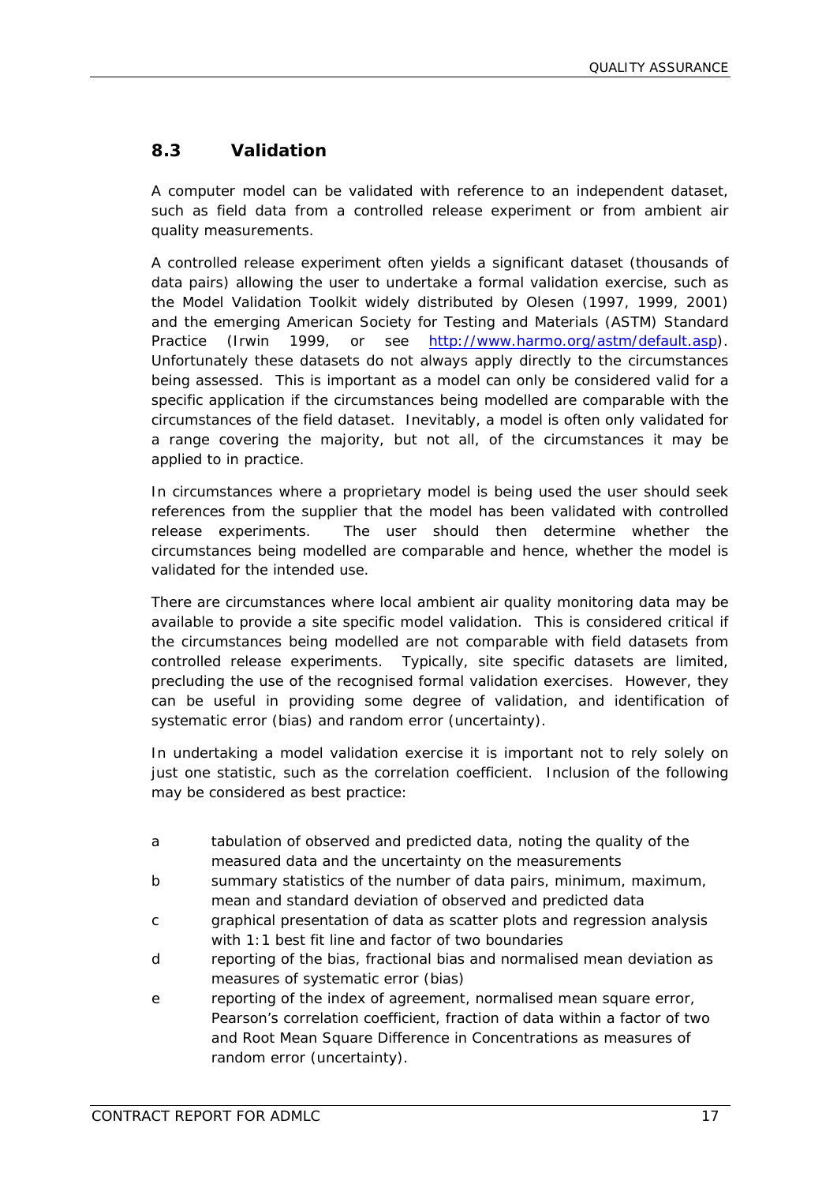## 8.3 Validation

A computer model can be validated with reference to an independent dataset, such as field data from a controlled release experiment or from ambient air quality measurements.

A controlled release experiment often yields a significant dataset (thousands of data pairs) allowing the user to undertake a formal validation exercise, such as the Model Validation Toolkit widely distributed by Olesen (1997, 1999, 2001) and the emerging American Society for Testing and Materials (ASTM) Standard Practice (Irwin 1999, or see http://www.harmo.org/astm/default.asp). Unfortunately these datasets do not always apply directly to the circumstances being assessed. This is important as a model can only be considered valid for a specific application if the circumstances being modelled are comparable with the circumstances of the field dataset. Inevitably, a model is often only validated for a range covering the majority, but not all, of the circumstances it may be applied to in practice.

In circumstances where a proprietary model is being used the user should seek references from the supplier that the model has been validated with controlled release experiments. The user should then determine whether the circumstances being modelled are comparable and hence, whether the model is validated for the intended use.

There are circumstances where local ambient air quality monitoring data may be available to provide a site specific model validation. This is considered critical if the circumstances being modelled are not comparable with field datasets from controlled release experiments. Typically, site specific datasets are limited, precluding the use of the recognised formal validation exercises. However, they can be useful in providing some degree of validation, and identification of systematic error (bias) and random error (uncertainty).

In undertaking a model validation exercise it is important not to rely solely on just one statistic, such as the correlation coefficient. Inclusion of the following may be considered as best practice:

- a tabulation of observed and predicted data, noting the quality of the measured data and the uncertainty on the measurements
- b summary statistics of the number of data pairs, minimum, maximum, mean and standard deviation of observed and predicted data
- c graphical presentation of data as scatter plots and regression analysis with 1:1 best fit line and factor of two boundaries
- d reporting of the bias, fractional bias and normalised mean deviation as measures of systematic error (bias)
- e reporting of the index of agreement, normalised mean square error, Pearson's correlation coefficient, fraction of data within a factor of two and Root Mean Square Difference in Concentrations as measures of random error (uncertainty).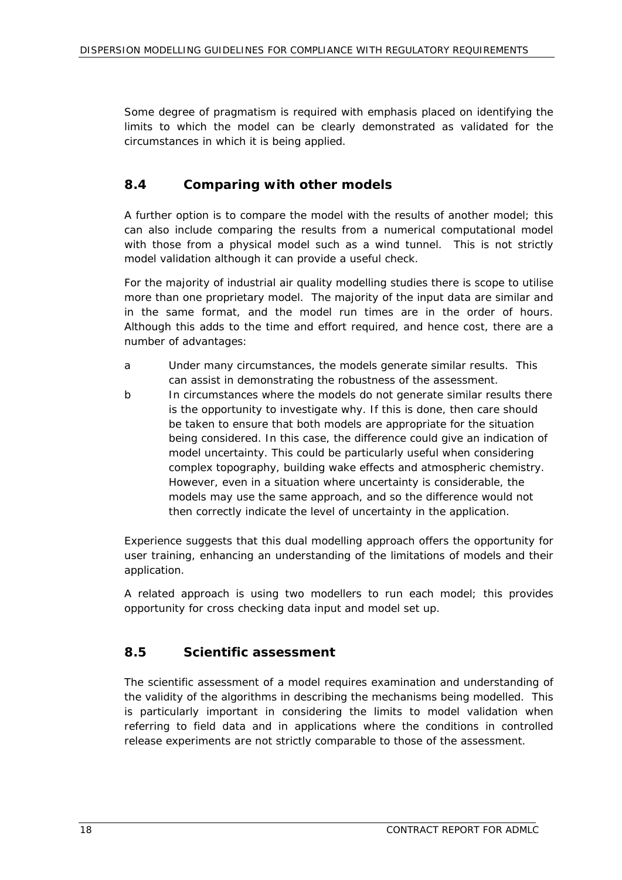Some degree of pragmatism is required with emphasis placed on identifying the limits to which the model can be clearly demonstrated as validated for the circumstances in which it is being applied.

## 8.4 Comparing with other models

A further option is to compare the model with the results of another model; this can also include comparing the results from a numerical computational model with those from a physical model such as a wind tunnel. This is not strictly model validation although it can provide a useful check.

For the majority of industrial air quality modelling studies there is scope to utilise more than one proprietary model. The majority of the input data are similar and in the same format, and the model run times are in the order of hours. Although this adds to the time and effort required, and hence cost, there are a number of advantages:

a Under many circumstances, the models generate similar results. This can assist in demonstrating the robustness of the assessment.

b In circumstances where the models do not generate similar results there is the opportunity to investigate why. If this is done, then care should be taken to ensure that both models are appropriate for the situation being considered. In this case, the difference could give an indication of model uncertainty. This could be particularly useful when considering complex topography, building wake effects and atmospheric chemistry. However, even in a situation where uncertainty is considerable, the models may use the same approach, and so the difference would not then correctly indicate the level of uncertainty in the application.

Experience suggests that this dual modelling approach offers the opportunity for user training, enhancing an understanding of the limitations of models and their application.

A related approach is using two modellers to run each model; this provides opportunity for cross checking data input and model set up.

## 8.5 Scientific assessment

The scientific assessment of a model requires examination and understanding of the validity of the algorithms in describing the mechanisms being modelled. This is particularly important in considering the limits to model validation when referring to field data and in applications where the conditions in controlled release experiments are not strictly comparable to those of the assessment.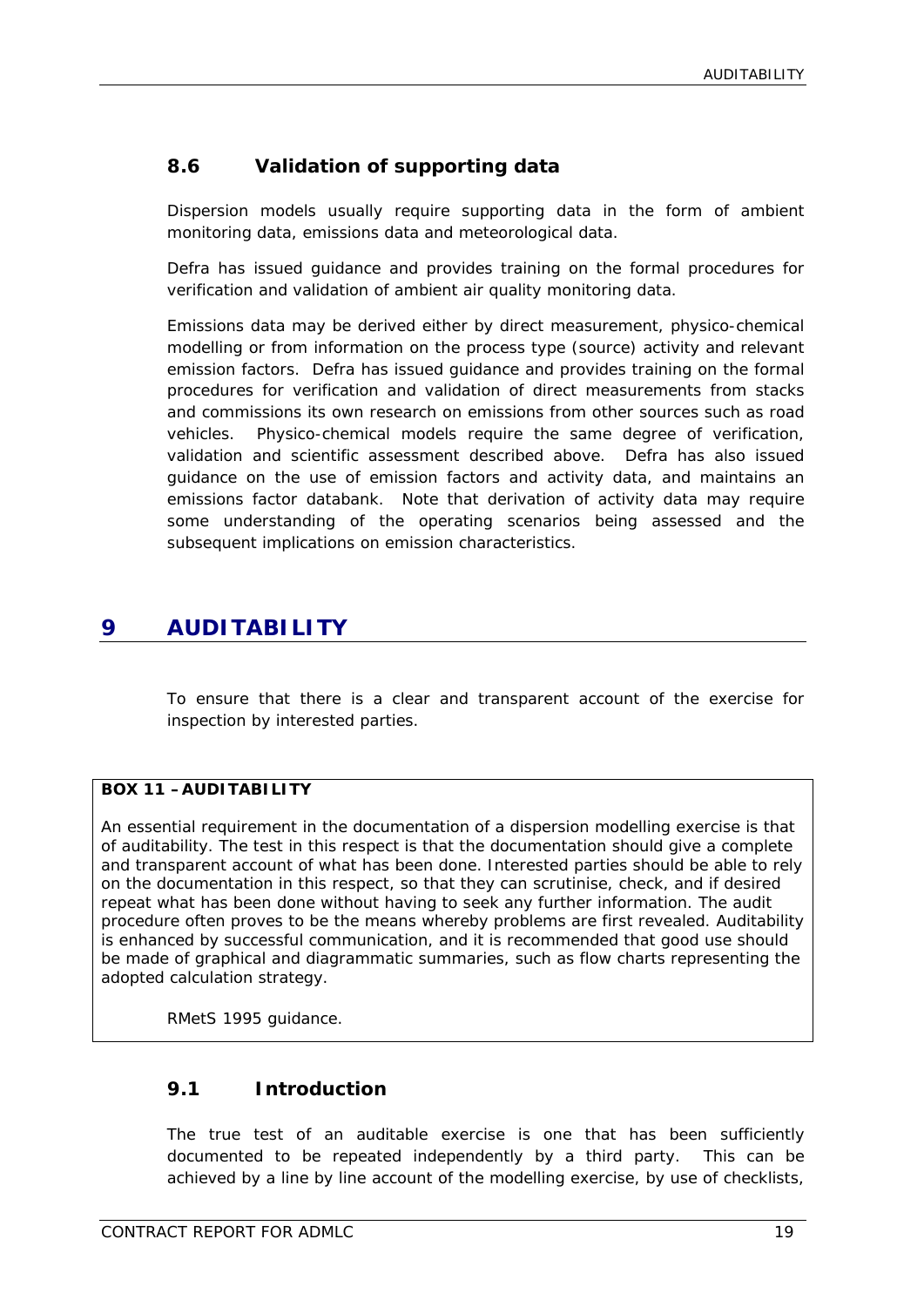## 8.6 Validation of supporting data

Dispersion models usually require supporting data in the form of ambient monitoring data, emissions data and meteorological data.

Defra has issued guidance and provides training on the formal procedures for verification and validation of ambient air quality monitoring data.

Emissions data may be derived either by direct measurement, physico-chemical modelling or from information on the process type (source) activity and relevant emission factors. Defra has issued guidance and provides training on the formal procedures for verification and validation of direct measurements from stacks and commissions its own research on emissions from other sources such as road vehicles. Physico-chemical models require the same degree of verification, validation and scientific assessment described above. Defra has also issued guidance on the use of emission factors and activity data, and maintains an emissions factor databank. Note that derivation of activity data may require some understanding of the operating scenarios being assessed and the subsequent implications on emission characteristics.

# 9 AUDITABILITY

To ensure that there is a clear and transparent account of the exercise for inspection by interested parties.

**BOX 11 – AUDITABILITY**

An essential requirement in the documentation of a dispersion modelling exercise is that of auditability. The test in this respect is that the documentation should give a complete and transparent account of what has been done. Interested parties should be able to rely on the documentation in this respect, so that they can scrutinise, check, and if desired repeat what has been done without having to seek any further information. The audit procedure often proves to be the means whereby problems are first revealed. Auditability is enhanced by successful communication, and it is recommended that good use should be made of graphical and diagrammatic summaries, such as flow charts representing the adopted calculation strategy.

RMetS 1995 guidance.

## 9.1 Introduction

The true test of an auditable exercise is one that has been sufficiently documented to be repeated independently by a third party. This can be achieved by a line by line account of the modelling exercise, by use of checklists,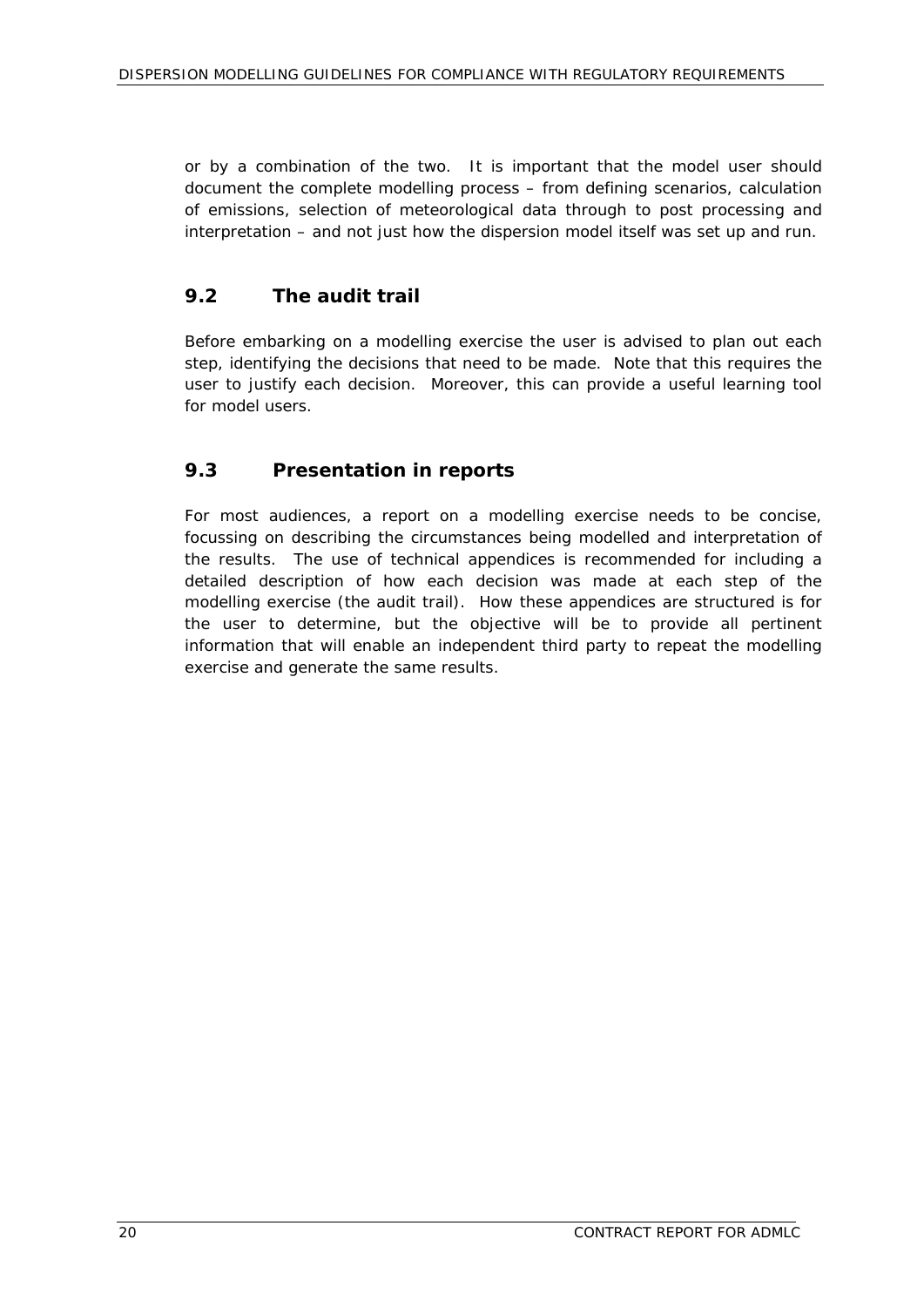or by a combination of the two. It is important that the model user should document the complete modelling process – from defining scenarios, calculation of emissions, selection of meteorological data through to post processing and interpretation – and not just how the dispersion model itself was set up and run.

## 9.2 The audit trail

Before embarking on a modelling exercise the user is advised to plan out each step, identifying the decisions that need to be made. Note that this requires the user to justify each decision. Moreover, this can provide a useful learning tool for model users.

## 9.3 Presentation in reports

For most audiences, a report on a modelling exercise needs to be concise, focussing on describing the circumstances being modelled and interpretation of the results. The use of technical appendices is recommended for including a detailed description of how each decision was made at each step of the modelling exercise (the audit trail). How these appendices are structured is for the user to determine, but the objective will be to provide all pertinent information that will enable an independent third party to repeat the modelling exercise and generate the same results.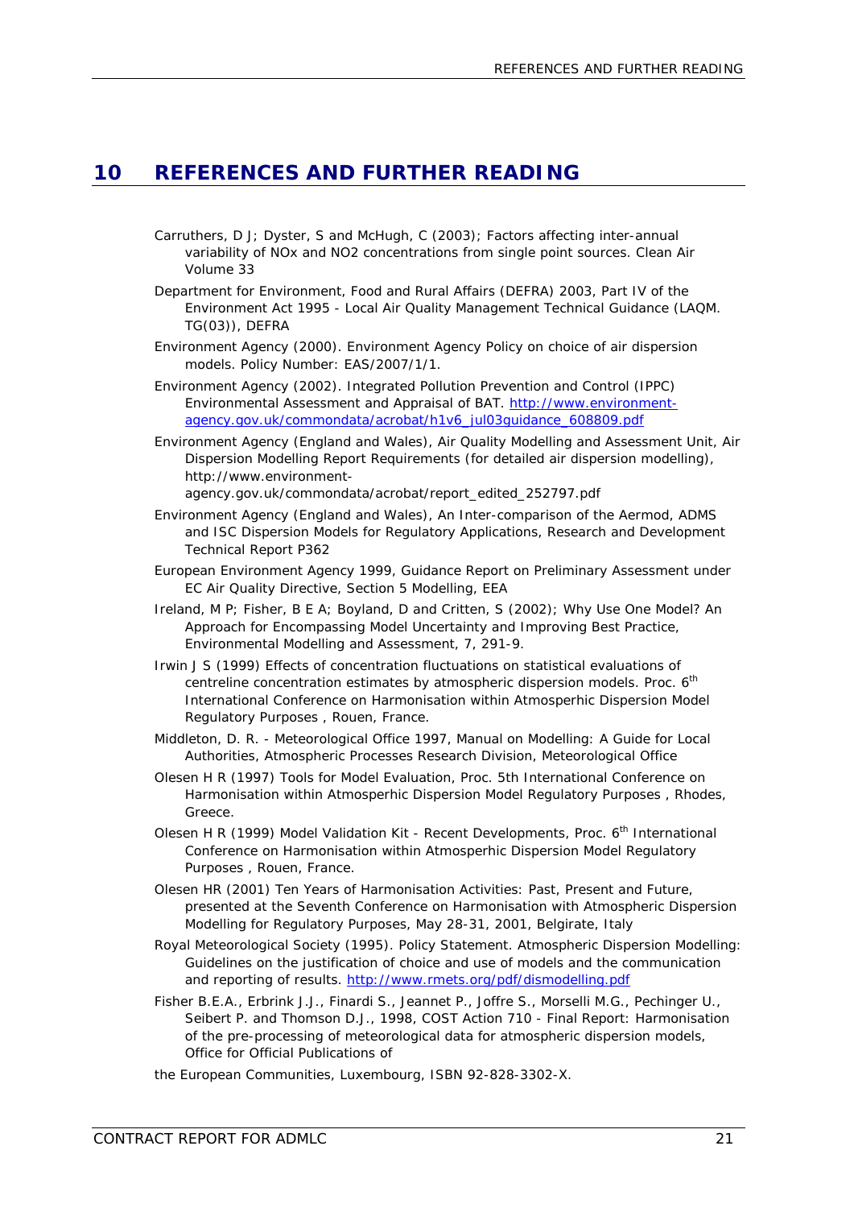# 10 REFERENCES AND FURTHER READING

Carruthers, D J; Dyster, S and McHugh, C (2003); Factors affecting inter-annual variability of NOx and NO2 concentrations from single point sources. Clean Air Volume 33

Department for Environment, Food and Rural Affairs (DEFRA) 2003, Part IV of the Environment Act 1995 - Local Air Quality Management Technical Guidance (LAQM. TG(03)), DEFRA

Environment Agency (2000). Environment Agency Policy on choice of air dispersion models. Policy Number: EAS/2007/1/1.

Environment Agency (2002). Integrated Pollution Prevention and Control (IPPC) Environmental Assessment and Appraisal of BAT. http://www.environment-agency.gov.uk/commondata/acrobat/h1v6_jul03guidance_608809.pdf

Environment Agency (England and Wales), Air Quality Modelling and Assessment Unit, Air Dispersion Modelling Report Requirements (for detailed air dispersion modelling), http://www.environment-agency.gov.uk/commondata/acrobat/report_edited_252797.pdf

Environment Agency (England and Wales), An Inter-comparison of the Aermod, ADMS and ISC Dispersion Models for Regulatory Applications, Research and Development Technical Report P362

European Environment Agency 1999, Guidance Report on Preliminary Assessment under EC Air Quality Directive, Section 5 Modelling, EEA

Ireland, M P; Fisher, B E A; Boyland, D and Critten, S (2002); Why Use One Model? An Approach for Encompassing Model Uncertainty and Improving Best Practice, Environmental Modelling and Assessment, 7, 291-9.

Irwin J S (1999) Effects of concentration fluctuations on statistical evaluations of centreline concentration estimates by atmospheric dispersion models. Proc. 6th International Conference on Harmonisation within Atmosperhic Dispersion Model Regulatory Purposes , Rouen, France.

Middleton, D. R. - Meteorological Office 1997, Manual on Modelling: A Guide for Local Authorities, Atmospheric Processes Research Division, Meteorological Office

Olesen H R (1997) Tools for Model Evaluation, Proc. 5th International Conference on Harmonisation within Atmosperhic Dispersion Model Regulatory Purposes , Rhodes, Greece.

Olesen H R (1999) Model Validation Kit - Recent Developments, Proc. 6th International Conference on Harmonisation within Atmosperhic Dispersion Model Regulatory Purposes , Rouen, France.

Olesen HR (2001) Ten Years of Harmonisation Activities: Past, Present and Future, presented at the Seventh Conference on Harmonisation with Atmospheric Dispersion Modelling for Regulatory Purposes, May 28-31, 2001, Belgirate, Italy

Royal Meteorological Society (1995). Policy Statement. Atmospheric Dispersion Modelling: Guidelines on the justification of choice and use of models and the communication and reporting of results. http://www.rmets.org/pdf/dismodelling.pdf

Fisher B.E.A., Erbrink J.J., Finardi S., Jeannet P., Joffre S., Morselli M.G., Pechinger U., Seibert P. and Thomson D.J., 1998, COST Action 710 - Final Report: Harmonisation of the pre-processing of meteorological data for atmospheric dispersion models, Office for Official Publications of

the European Communities, Luxembourg, ISBN 92-828-3302-X.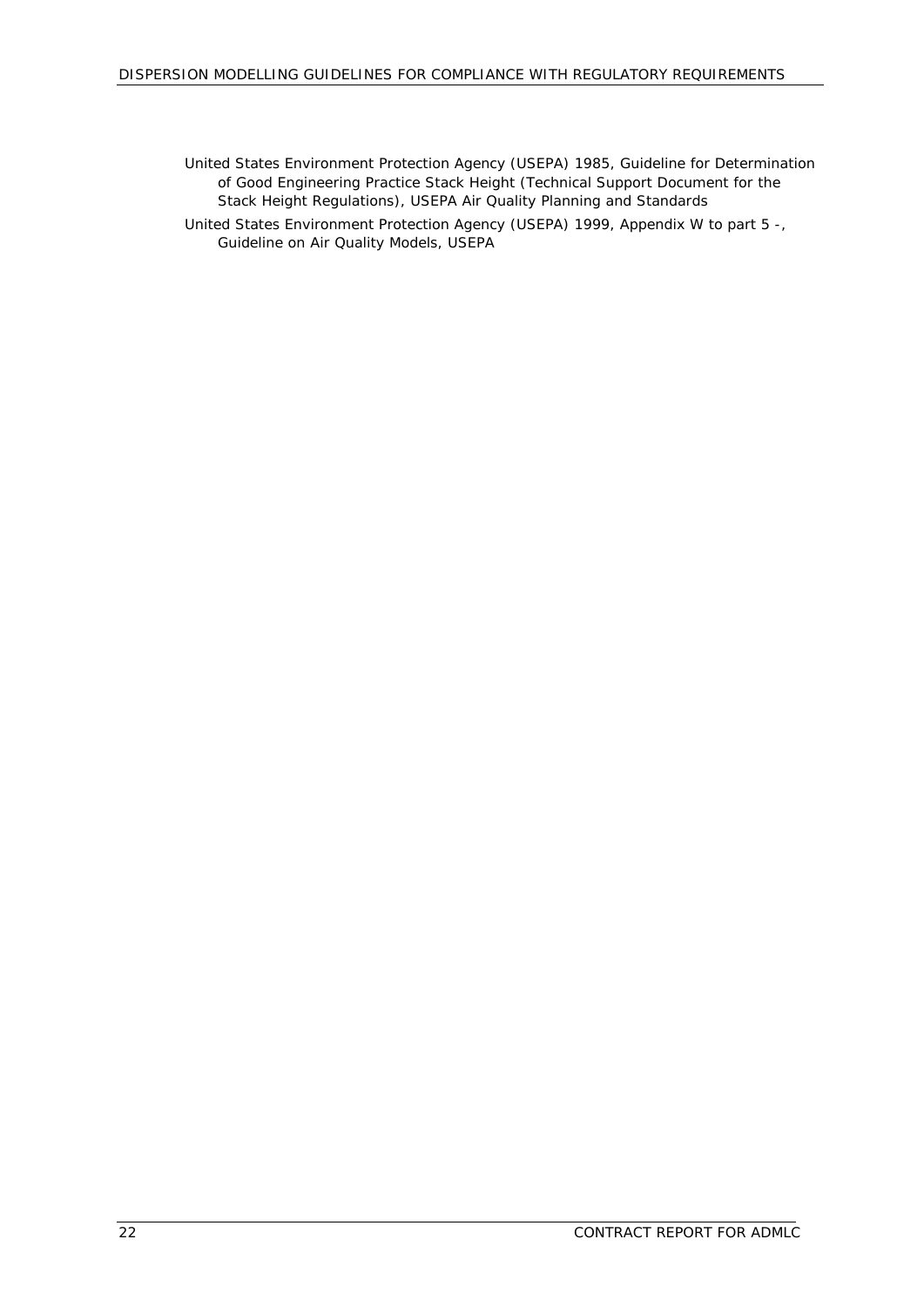United States Environment Protection Agency (USEPA) 1985, Guideline for Determination of Good Engineering Practice Stack Height (Technical Support Document for the Stack Height Regulations), USEPA Air Quality Planning and Standards

United States Environment Protection Agency (USEPA) 1999, Appendix W to part 5 -, Guideline on Air Quality Models, USEPA